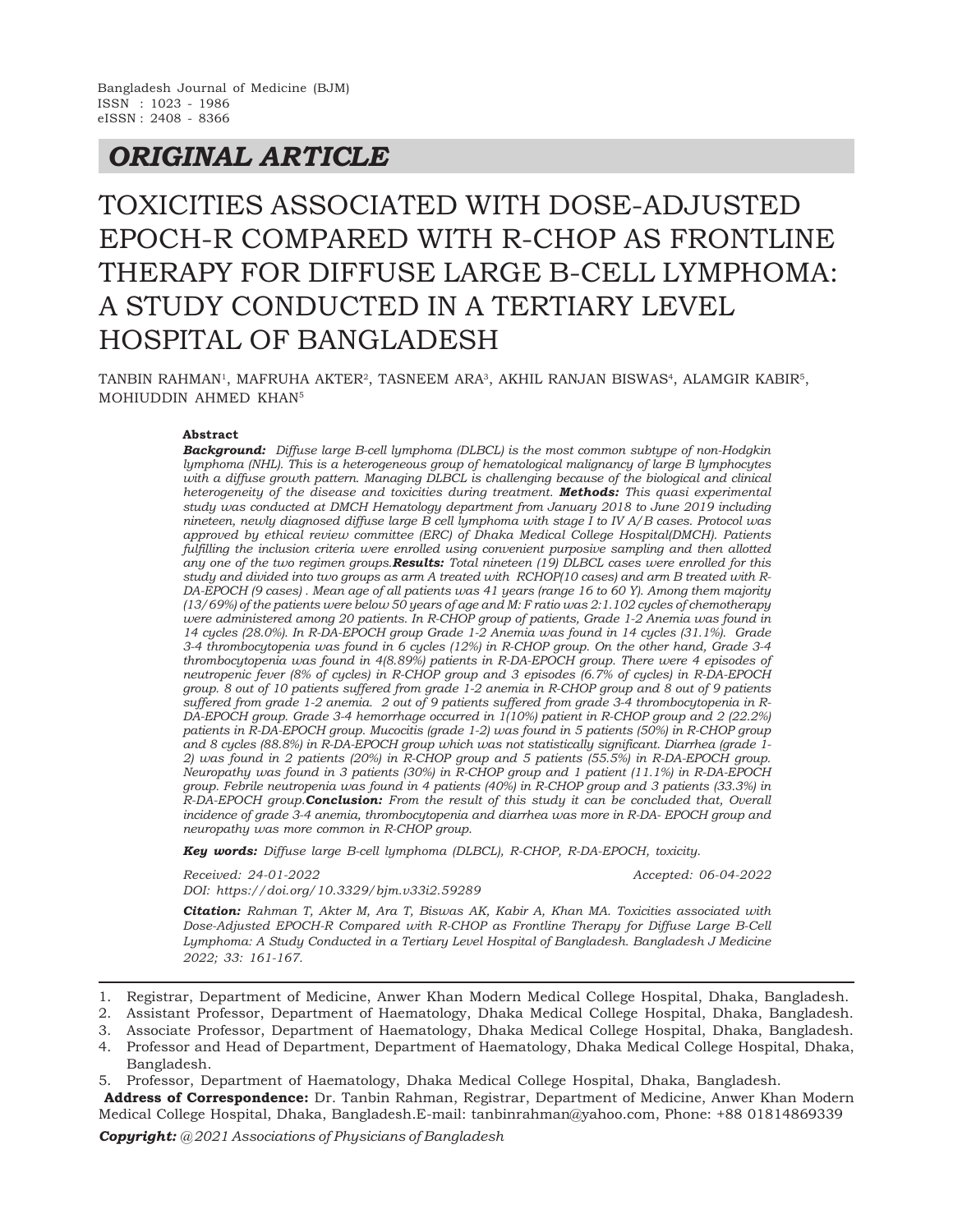Bangladesh Journal of Medicine (BJM)
ISSN : 1023 - 1986
eISSN : 2408 - 8366

## *ORIGINAL ARTICLE*

# TOXICITIES ASSOCIATED WITH DOSE-ADJUSTED EPOCH-R COMPARED WITH R-CHOP AS FRONTLINE THERAPY FOR DIFFUSE LARGE B-CELL LYMPHOMA: A STUDY CONDUCTED IN A TERTIARY LEVEL HOSPITAL OF BANGLADESH

TANBIN RAHMAN[1], MAFRUHA AKTER[2], TASNEEM ARA[3], AKHIL RANJAN BISWAS[4], ALAMGIR KABIR[5], MOHIUDDIN AHMED KHAN[5]

**Abstract**

***Background:*** *Diffuse large B-cell lymphoma (DLBCL) is the most common subtype of non-Hodgkin lymphoma (NHL). This is a heterogeneous group of hematological malignancy of large B lymphocytes with a diffuse growth pattern. Managing DLBCL is challenging because of the biological and clinical heterogeneity of the disease and toxicities during treatment.* ***Methods:*** *This quasi experimental study was conducted at DMCH Hematology department from January 2018 to June 2019 including nineteen, newly diagnosed diffuse large B cell lymphoma with stage I to IV A/B cases. Protocol was approved by ethical review committee (ERC) of Dhaka Medical College Hospital(DMCH). Patients fulfilling the inclusion criteria were enrolled using convenient purposive sampling and then allotted any one of the two regimen groups.* ***Results:*** *Total nineteen (19) DLBCL cases were enrolled for this study and divided into two groups as arm A treated with RCHOP(10 cases) and arm B treated with R-DA-EPOCH (9 cases) . Mean age of all patients was 41 years (range 16 to 60 Y). Among them majority (13/69%) of the patients were below 50 years of age and M: F ratio was 2:1.102 cycles of chemotherapy were administered among 20 patients. In R-CHOP group of patients, Grade 1-2 Anemia was found in 14 cycles (28.0%). In R-DA-EPOCH group Grade 1-2 Anemia was found in 14 cycles (31.1%). Grade 3-4 thrombocytopenia was found in 6 cycles (12%) in R-CHOP group. On the other hand, Grade 3-4 thrombocytopenia was found in 4(8.89%) patients in R-DA-EPOCH group. There were 4 episodes of neutropenic fever (8% of cycles) in R-CHOP group and 3 episodes (6.7% of cycles) in R-DA-EPOCH group. 8 out of 10 patients suffered from grade 1-2 anemia in R-CHOP group and 8 out of 9 patients suffered from grade 1-2 anemia. 2 out of 9 patients suffered from grade 3-4 thrombocytopenia in R-DA-EPOCH group. Grade 3-4 hemorrhage occurred in 1(10%) patient in R-CHOP group and 2 (22.2%) patients in R-DA-EPOCH group. Mucocitis (grade 1-2) was found in 5 patients (50%) in R-CHOP group and 8 cycles (88.8%) in R-DA-EPOCH group which was not statistically significant. Diarrhea (grade 1-2) was found in 2 patients (20%) in R-CHOP group and 5 patients (55.5%) in R-DA-EPOCH group. Neuropathy was found in 3 patients (30%) in R-CHOP group and 1 patient (11.1%) in R-DA-EPOCH group. Febrile neutropenia was found in 4 patients (40%) in R-CHOP group and 3 patients (33.3%) in R-DA-EPOCH group.* ***Conclusion:*** *From the result of this study it can be concluded that, Overall incidence of grade 3-4 anemia, thrombocytopenia and diarrhea was more in R-DA- EPOCH group and neuropathy was more common in R-CHOP group.*

***Key words:*** *Diffuse large B-cell lymphoma (DLBCL), R-CHOP, R-DA-EPOCH, toxicity.*

*Received: 24-01-2022* *Accepted: 06-04-2022*

*DOI: https://doi.org/10.3329/bjm.v33i2.59289*

***Citation:*** *Rahman T, Akter M, Ara T, Biswas AK, Kabir A, Khan MA. Toxicities associated with Dose-Adjusted EPOCH-R Compared with R-CHOP as Frontline Therapy for Diffuse Large B-Cell Lymphoma: A Study Conducted in a Tertiary Level Hospital of Bangladesh. Bangladesh J Medicine 2022; 33: 161-167.*

---

1. Registrar, Department of Medicine, Anwer Khan Modern Medical College Hospital, Dhaka, Bangladesh.
2. Assistant Professor, Department of Haematology, Dhaka Medical College Hospital, Dhaka, Bangladesh.
3. Associate Professor, Department of Haematology, Dhaka Medical College Hospital, Dhaka, Bangladesh.
4. Professor and Head of Department, Department of Haematology, Dhaka Medical College Hospital, Dhaka, Bangladesh.
5. Professor, Department of Haematology, Dhaka Medical College Hospital, Dhaka, Bangladesh.

**Address of Correspondence:** Dr. Tanbin Rahman, Registrar, Department of Medicine, Anwer Khan Modern Medical College Hospital, Dhaka, Bangladesh.E-mail: tanbinrahman@yahoo.com, Phone: +88 01814869339

***Copyright:*** *@2021 Associations of Physicians of Bangladesh*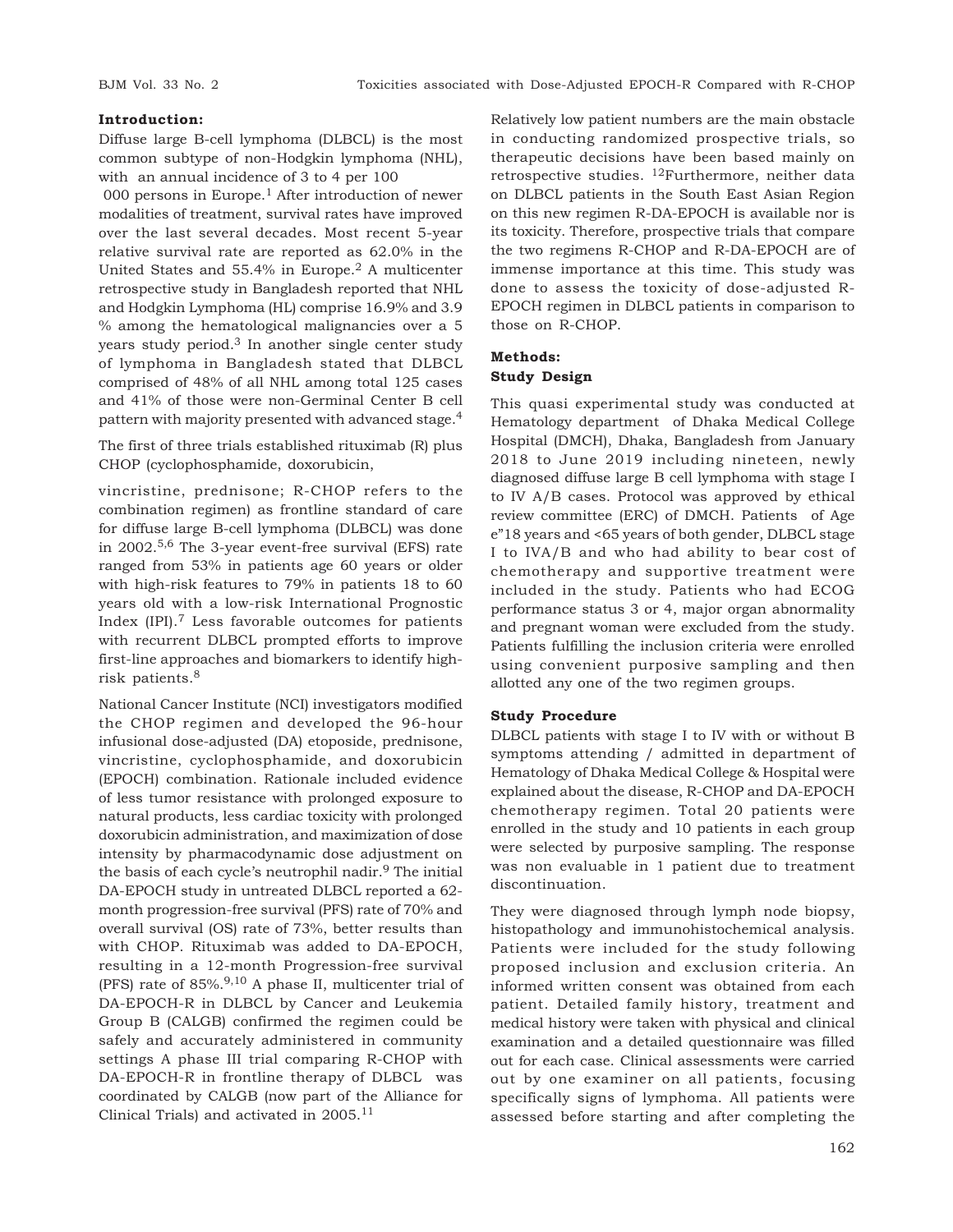## Introduction:

Diffuse large B-cell lymphoma (DLBCL) is the most common subtype of non-Hodgkin lymphoma (NHL), with an annual incidence of 3 to 4 per 100 000 persons in Europe.[1] After introduction of newer modalities of treatment, survival rates have improved over the last several decades. Most recent 5-year relative survival rate are reported as 62.0% in the United States and 55.4% in Europe.[2] A multicenter retrospective study in Bangladesh reported that NHL and Hodgkin Lymphoma (HL) comprise 16.9% and 3.9 % among the hematological malignancies over a 5 years study period.[3] In another single center study of lymphoma in Bangladesh stated that DLBCL comprised of 48% of all NHL among total 125 cases and 41% of those were non-Germinal Center B cell pattern with majority presented with advanced stage.[4]

The first of three trials established rituximab (R) plus CHOP (cyclophosphamide, doxorubicin, vincristine, prednisone; R-CHOP refers to the combination regimen) as frontline standard of care for diffuse large B-cell lymphoma (DLBCL) was done in 2002.[5,6] The 3-year event-free survival (EFS) rate ranged from 53% in patients age 60 years or older with high-risk features to 79% in patients 18 to 60 years old with a low-risk International Prognostic Index (IPI).[7] Less favorable outcomes for patients with recurrent DLBCL prompted efforts to improve first-line approaches and biomarkers to identify high-risk patients.[8]

National Cancer Institute (NCI) investigators modified the CHOP regimen and developed the 96-hour infusional dose-adjusted (DA) etoposide, prednisone, vincristine, cyclophosphamide, and doxorubicin (EPOCH) combination. Rationale included evidence of less tumor resistance with prolonged exposure to natural products, less cardiac toxicity with prolonged doxorubicin administration, and maximization of dose intensity by pharmacodynamic dose adjustment on the basis of each cycle's neutrophil nadir.[9] The initial DA-EPOCH study in untreated DLBCL reported a 62-month progression-free survival (PFS) rate of 70% and overall survival (OS) rate of 73%, better results than with CHOP. Rituximab was added to DA-EPOCH, resulting in a 12-month Progression-free survival (PFS) rate of 85%.[9,10] A phase II, multicenter trial of DA-EPOCH-R in DLBCL by Cancer and Leukemia Group B (CALGB) confirmed the regimen could be safely and accurately administered in community settings A phase III trial comparing R-CHOP with DA-EPOCH-R in frontline therapy of DLBCL was coordinated by CALGB (now part of the Alliance for Clinical Trials) and activated in 2005.[11]

Relatively low patient numbers are the main obstacle in conducting randomized prospective trials, so therapeutic decisions have been based mainly on retrospective studies. [12]Furthermore, neither data on DLBCL patients in the South East Asian Region on this new regimen R-DA-EPOCH is available nor is its toxicity. Therefore, prospective trials that compare the two regimens R-CHOP and R-DA-EPOCH are of immense importance at this time. This study was done to assess the toxicity of dose-adjusted R-EPOCH regimen in DLBCL patients in comparison to those on R-CHOP.

## Methods:

### Study Design

This quasi experimental study was conducted at Hematology department of Dhaka Medical College Hospital (DMCH), Dhaka, Bangladesh from January 2018 to June 2019 including nineteen, newly diagnosed diffuse large B cell lymphoma with stage I to IV A/B cases. Protocol was approved by ethical review committee (ERC) of DMCH. Patients of Age e"18 years and <65 years of both gender, DLBCL stage I to IVA/B and who had ability to bear cost of chemotherapy and supportive treatment were included in the study. Patients who had ECOG performance status 3 or 4, major organ abnormality and pregnant woman were excluded from the study. Patients fulfilling the inclusion criteria were enrolled using convenient purposive sampling and then allotted any one of the two regimen groups.

### Study Procedure

DLBCL patients with stage I to IV with or without B symptoms attending / admitted in department of Hematology of Dhaka Medical College & Hospital were explained about the disease, R-CHOP and DA-EPOCH chemotherapy regimen. Total 20 patients were enrolled in the study and 10 patients in each group were selected by purposive sampling. The response was non evaluable in 1 patient due to treatment discontinuation.

They were diagnosed through lymph node biopsy, histopathology and immunohistochemical analysis. Patients were included for the study following proposed inclusion and exclusion criteria. An informed written consent was obtained from each patient. Detailed family history, treatment and medical history were taken with physical and clinical examination and a detailed questionnaire was filled out for each case. Clinical assessments were carried out by one examiner on all patients, focusing specifically signs of lymphoma. All patients were assessed before starting and after completing the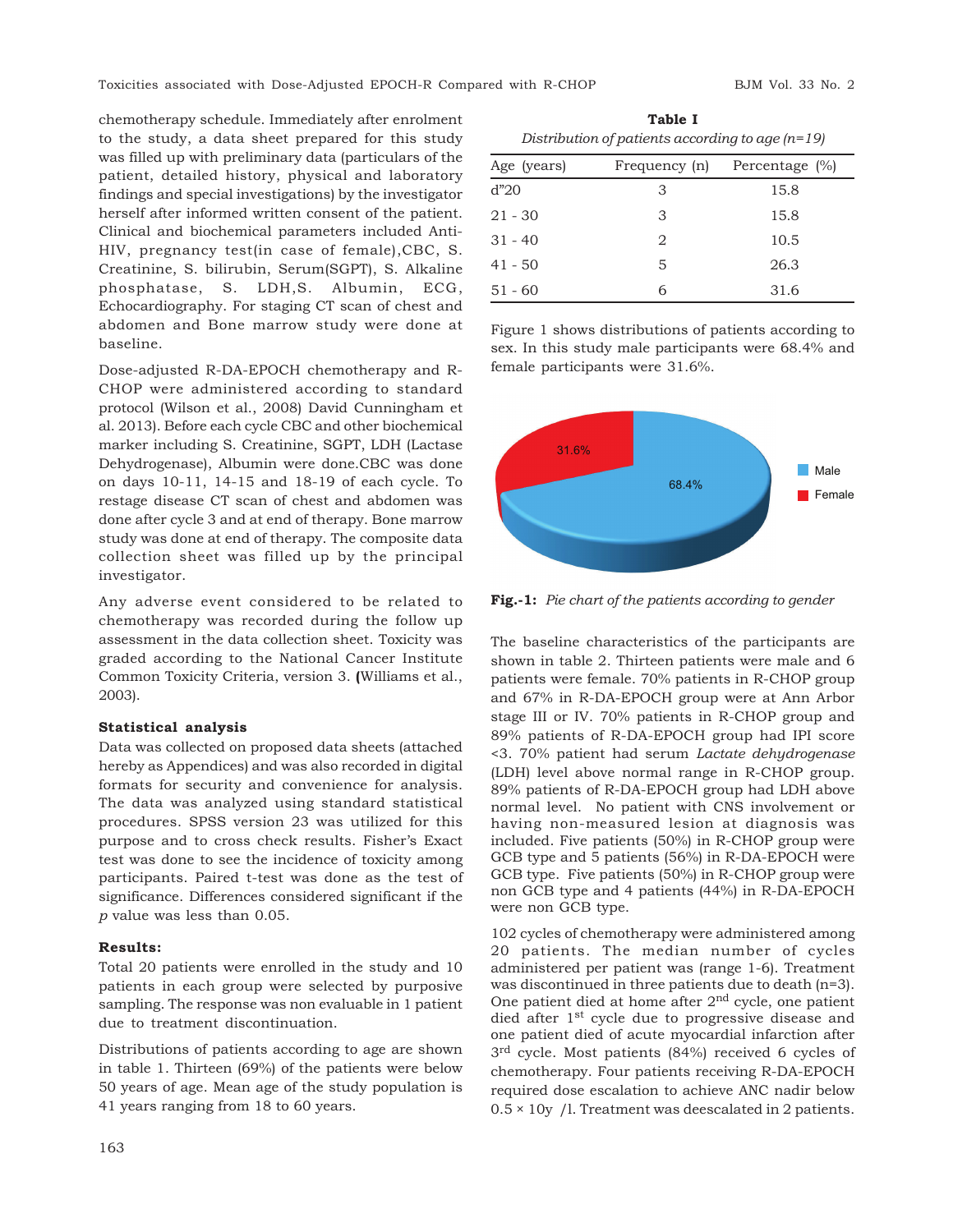chemotherapy schedule. Immediately after enrolment to the study, a data sheet prepared for this study was filled up with preliminary data (particulars of the patient, detailed history, physical and laboratory findings and special investigations) by the investigator herself after informed written consent of the patient. Clinical and biochemical parameters included Anti-HIV, pregnancy test(in case of female),CBC, S. Creatinine, S. bilirubin, Serum(SGPT), S. Alkaline phosphatase, S. LDH,S. Albumin, ECG, Echocardiography. For staging CT scan of chest and abdomen and Bone marrow study were done at baseline.

Dose-adjusted R-DA-EPOCH chemotherapy and R-CHOP were administered according to standard protocol (Wilson et al., 2008) David Cunningham et al. 2013). Before each cycle CBC and other biochemical marker including S. Creatinine, SGPT, LDH (Lactase Dehydrogenase), Albumin were done.CBC was done on days 10-11, 14-15 and 18-19 of each cycle. To restage disease CT scan of chest and abdomen was done after cycle 3 and at end of therapy. Bone marrow study was done at end of therapy. The composite data collection sheet was filled up by the principal investigator.

Any adverse event considered to be related to chemotherapy was recorded during the follow up assessment in the data collection sheet. Toxicity was graded according to the National Cancer Institute Common Toxicity Criteria, version 3. **(**Williams et al., 2003).

**Statistical analysis**

Data was collected on proposed data sheets (attached hereby as Appendices) and was also recorded in digital formats for security and convenience for analysis. The data was analyzed using standard statistical procedures. SPSS version 23 was utilized for this purpose and to cross check results. Fisher's Exact test was done to see the incidence of toxicity among participants. Paired t-test was done as the test of significance. Differences considered significant if the *p* value was less than 0.05.

**Results:**

Total 20 patients were enrolled in the study and 10 patients in each group were selected by purposive sampling. The response was non evaluable in 1 patient due to treatment discontinuation.

Distributions of patients according to age are shown in table 1. Thirteen (69%) of the patients were below 50 years of age. Mean age of the study population is 41 years ranging from 18 to 60 years.

**Table I**

*Distribution of patients according to age (n=19)*

| Age (years) | Frequency (n) | Percentage (%) |
|---|---|---|
| d"20 | 3 | 15.8 |
| 21 - 30 | 3 | 15.8 |
| 31 - 40 | 2 | 10.5 |
| 41 - 50 | 5 | 26.3 |
| 51 - 60 | 6 | 31.6 |

Figure 1 shows distributions of patients according to sex. In this study male participants were 68.4% and female participants were 31.6%.

**Fig.-1:** *Pie chart of the patients according to gender*

The baseline characteristics of the participants are shown in table 2. Thirteen patients were male and 6 patients were female. 70% patients in R-CHOP group and 67% in R-DA-EPOCH group were at Ann Arbor stage III or IV. 70% patients in R-CHOP group and 89% patients of R-DA-EPOCH group had IPI score <3. 70% patient had serum *Lactate dehydrogenase* (LDH) level above normal range in R-CHOP group. 89% patients of R-DA-EPOCH group had LDH above normal level. No patient with CNS involvement or having non-measured lesion at diagnosis was included. Five patients (50%) in R-CHOP group were GCB type and 5 patients (56%) in R-DA-EPOCH were GCB type. Five patients (50%) in R-CHOP group were non GCB type and 4 patients (44%) in R-DA-EPOCH were non GCB type.

102 cycles of chemotherapy were administered among 20 patients. The median number of cycles administered per patient was (range 1-6). Treatment was discontinued in three patients due to death (n=3). One patient died at home after 2nd cycle, one patient died after 1st cycle due to progressive disease and one patient died of acute myocardial infarction after 3rd cycle. Most patients (84%) received 6 cycles of chemotherapy. Four patients receiving R-DA-EPOCH required dose escalation to achieve ANC nadir below 0.5 × 10y /l. Treatment was deescalated in 2 patients.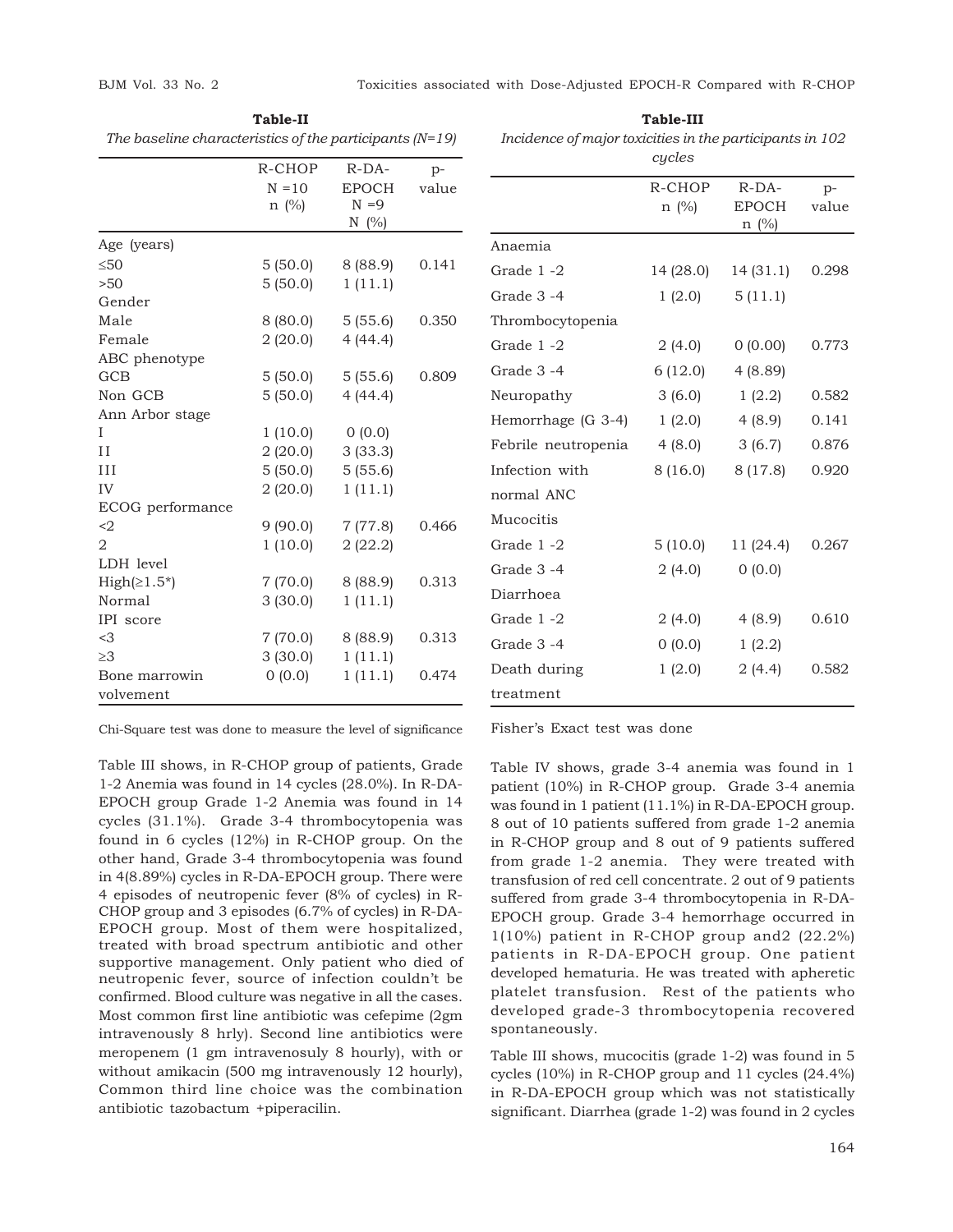**Table-II**

*The baseline characteristics of the participants (N=19)*

| | R-CHOP N =10 n (%) | R-DA-EPOCH N =9 N (%) | p-value |
|---|---|---|---|
| Age (years) | | | |
| ≤50 | 5 (50.0) | 8 (88.9) | 0.141 |
| >50 | 5 (50.0) | 1 (11.1) | |
| Gender | | | |
| Male | 8 (80.0) | 5 (55.6) | 0.350 |
| Female | 2 (20.0) | 4 (44.4) | |
| ABC phenotype | | | |
| GCB | 5 (50.0) | 5 (55.6) | 0.809 |
| Non GCB | 5 (50.0) | 4 (44.4) | |
| Ann Arbor stage | | | |
| I | 1 (10.0) | 0 (0.0) | |
| II | 2 (20.0) | 3 (33.3) | |
| III | 5 (50.0) | 5 (55.6) | |
| IV | 2 (20.0) | 1 (11.1) | |
| ECOG performance | | | |
| <2 | 9 (90.0) | 7 (77.8) | 0.466 |
| 2 | 1 (10.0) | 2 (22.2) | |
| LDH level | | | |
| High(≥1.5*) | 7 (70.0) | 8 (88.9) | 0.313 |
| Normal | 3 (30.0) | 1 (11.1) | |
| IPI score | | | |
| <3 | 7 (70.0) | 8 (88.9) | 0.313 |
| ≥3 | 3 (30.0) | 1 (11.1) | |
| Bone marrowin volvement | 0 (0.0) | 1 (11.1) | 0.474 |

Chi-Square test was done to measure the level of significance

**Table-III**

*Incidence of major toxicities in the participants in 102 cycles*

| | R-CHOP n (%) | R-DA-EPOCH n (%) | p-value |
|---|---|---|---|
| Anaemia | | | |
| Grade 1 -2 | 14 (28.0) | 14 (31.1) | 0.298 |
| Grade 3 -4 | 1 (2.0) | 5 (11.1) | |
| Thrombocytopenia | | | |
| Grade 1 -2 | 2 (4.0) | 0 (0.00) | 0.773 |
| Grade 3 -4 | 6 (12.0) | 4 (8.89) | |
| Neuropathy | 3 (6.0) | 1 (2.2) | 0.582 |
| Hemorrhage (G 3-4) | 1 (2.0) | 4 (8.9) | 0.141 |
| Febrile neutropenia | 4 (8.0) | 3 (6.7) | 0.876 |
| Infection with normal ANC | 8 (16.0) | 8 (17.8) | 0.920 |
| Mucocitis | | | |
| Grade 1 -2 | 5 (10.0) | 11 (24.4) | 0.267 |
| Grade 3 -4 | 2 (4.0) | 0 (0.0) | |
| Diarrhoea | | | |
| Grade 1 -2 | 2 (4.0) | 4 (8.9) | 0.610 |
| Grade 3 -4 | 0 (0.0) | 1 (2.2) | |
| Death during treatment | 1 (2.0) | 2 (4.4) | 0.582 |

Fisher's Exact test was done

Table III shows, in R-CHOP group of patients, Grade 1-2 Anemia was found in 14 cycles (28.0%). In R-DA-EPOCH group Grade 1-2 Anemia was found in 14 cycles (31.1%). Grade 3-4 thrombocytopenia was found in 6 cycles (12%) in R-CHOP group. On the other hand, Grade 3-4 thrombocytopenia was found in 4(8.89%) cycles in R-DA-EPOCH group. There were 4 episodes of neutropenic fever (8% of cycles) in R-CHOP group and 3 episodes (6.7% of cycles) in R-DA-EPOCH group. Most of them were hospitalized, treated with broad spectrum antibiotic and other supportive management. Only patient who died of neutropenic fever, source of infection couldn't be confirmed. Blood culture was negative in all the cases. Most common first line antibiotic was cefepime (2gm intravenously 8 hrly). Second line antibiotics were meropenem (1 gm intravenosuly 8 hourly), with or without amikacin (500 mg intravenously 12 hourly), Common third line choice was the combination antibiotic tazobactum +piperacilin.

Table IV shows, grade 3-4 anemia was found in 1 patient (10%) in R-CHOP group. Grade 3-4 anemia was found in 1 patient (11.1%) in R-DA-EPOCH group. 8 out of 10 patients suffered from grade 1-2 anemia in R-CHOP group and 8 out of 9 patients suffered from grade 1-2 anemia. They were treated with transfusion of red cell concentrate. 2 out of 9 patients suffered from grade 3-4 thrombocytopenia in R-DA-EPOCH group. Grade 3-4 hemorrhage occurred in 1(10%) patient in R-CHOP group and2 (22.2%) patients in R-DA-EPOCH group. One patient developed hematuria. He was treated with apheretic platelet transfusion. Rest of the patients who developed grade-3 thrombocytopenia recovered spontaneously.

Table III shows, mucocitis (grade 1-2) was found in 5 cycles (10%) in R-CHOP group and 11 cycles (24.4%) in R-DA-EPOCH group which was not statistically significant. Diarrhea (grade 1-2) was found in 2 cycles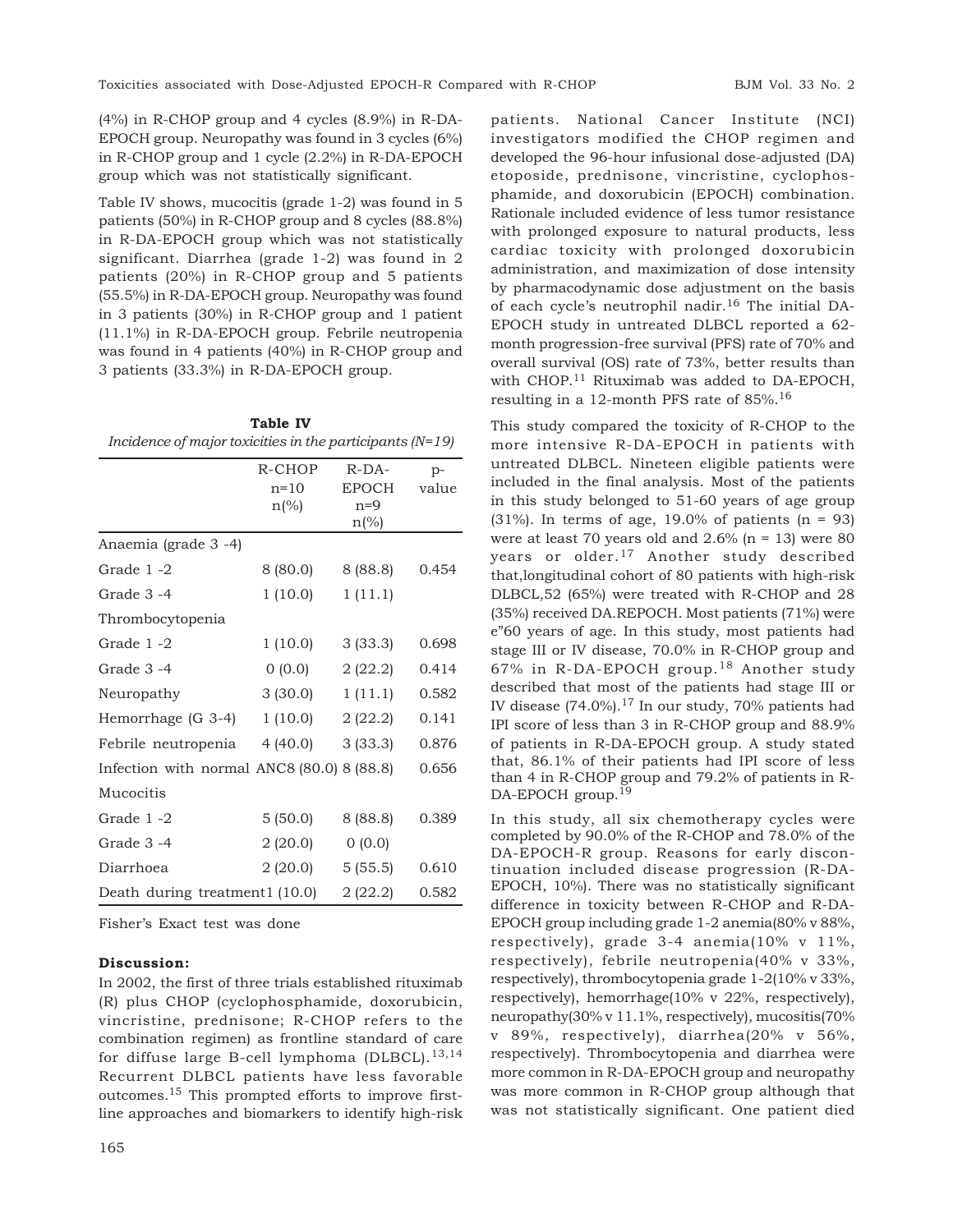(4%) in R-CHOP group and 4 cycles (8.9%) in R-DA-EPOCH group. Neuropathy was found in 3 cycles (6%) in R-CHOP group and 1 cycle (2.2%) in R-DA-EPOCH group which was not statistically significant.

Table IV shows, mucocitis (grade 1-2) was found in 5 patients (50%) in R-CHOP group and 8 cycles (88.8%) in R-DA-EPOCH group which was not statistically significant. Diarrhea (grade 1-2) was found in 2 patients (20%) in R-CHOP group and 5 patients (55.5%) in R-DA-EPOCH group. Neuropathy was found in 3 patients (30%) in R-CHOP group and 1 patient (11.1%) in R-DA-EPOCH group. Febrile neutropenia was found in 4 patients (40%) in R-CHOP group and 3 patients (33.3%) in R-DA-EPOCH group.

**Table IV**

*Incidence of major toxicities in the participants (N=19)*

| | R-CHOP n=10 n(%) | R-DA-EPOCH n=9 n(%) | p-value |
|---|---|---|---|
| Anaemia (grade 3 -4) | | | |
| Grade 1 -2 | 8 (80.0) | 8 (88.8) | 0.454 |
| Grade 3 -4 | 1 (10.0) | 1 (11.1) | |
| Thrombocytopenia | | | |
| Grade 1 -2 | 1 (10.0) | 3 (33.3) | 0.698 |
| Grade 3 -4 | 0 (0.0) | 2 (22.2) | 0.414 |
| Neuropathy | 3 (30.0) | 1 (11.1) | 0.582 |
| Hemorrhage (G 3-4) | 1 (10.0) | 2 (22.2) | 0.141 |
| Febrile neutropenia | 4 (40.0) | 3 (33.3) | 0.876 |
| Infection with normal ANC | 8 (80.0) | 8 (88.8) | 0.656 |
| Mucocitis | | | |
| Grade 1 -2 | 5 (50.0) | 8 (88.8) | 0.389 |
| Grade 3 -4 | 2 (20.0) | 0 (0.0) | |
| Diarrhoea | 2 (20.0) | 5 (55.5) | 0.610 |
| Death during treatment | 1 (10.0) | 2 (22.2) | 0.582 |

Fisher's Exact test was done

## Discussion:

In 2002, the first of three trials established rituximab (R) plus CHOP (cyclophosphamide, doxorubicin, vincristine, prednisone; R-CHOP refers to the combination regimen) as frontline standard of care for diffuse large B-cell lymphoma (DLBCL).[13,14] Recurrent DLBCL patients have less favorable outcomes.[15] This prompted efforts to improve first-line approaches and biomarkers to identify high-risk patients. National Cancer Institute (NCI) investigators modified the CHOP regimen and developed the 96-hour infusional dose-adjusted (DA) etoposide, prednisone, vincristine, cyclophosphamide, and doxorubicin (EPOCH) combination. Rationale included evidence of less tumor resistance with prolonged exposure to natural products, less cardiac toxicity with prolonged doxorubicin administration, and maximization of dose intensity by pharmacodynamic dose adjustment on the basis of each cycle's neutrophil nadir.[16] The initial DA-EPOCH study in untreated DLBCL reported a 62-month progression-free survival (PFS) rate of 70% and overall survival (OS) rate of 73%, better results than with CHOP.[11] Rituximab was added to DA-EPOCH, resulting in a 12-month PFS rate of 85%.[16]

This study compared the toxicity of R-CHOP to the more intensive R-DA-EPOCH in patients with untreated DLBCL. Nineteen eligible patients were included in the final analysis. Most of the patients in this study belonged to 51-60 years of age group (31%). In terms of age, 19.0% of patients (n = 93) were at least 70 years old and 2.6% (n = 13) were 80 years or older.[17] Another study described that,longitudinal cohort of 80 patients with high-risk DLBCL,52 (65%) were treated with R-CHOP and 28 (35%) received DA.REPOCH. Most patients (71%) were e"60 years of age. In this study, most patients had stage III or IV disease, 70.0% in R-CHOP group and 67% in R-DA-EPOCH group.[18] Another study described that most of the patients had stage III or IV disease (74.0%).[17] In our study, 70% patients had IPI score of less than 3 in R-CHOP group and 88.9% of patients in R-DA-EPOCH group. A study stated that, 86.1% of their patients had IPI score of less than 4 in R-CHOP group and 79.2% of patients in R-DA-EPOCH group.[19]

In this study, all six chemotherapy cycles were completed by 90.0% of the R-CHOP and 78.0% of the DA-EPOCH-R group. Reasons for early discontinuation included disease progression (R-DA-EPOCH, 10%). There was no statistically significant difference in toxicity between R-CHOP and R-DA-EPOCH group including grade 1-2 anemia(80% v 88%, respectively), grade 3-4 anemia(10% v 11%, respectively), febrile neutropenia(40% v 33%, respectively), thrombocytopenia grade 1-2(10% v 33%, respectively), hemorrhage(10% v 22%, respectively), neuropathy(30% v 11.1%, respectively), mucositis(70% v 89%, respectively), diarrhea(20% v 56%, respectively). Thrombocytopenia and diarrhea were more common in R-DA-EPOCH group and neuropathy was more common in R-CHOP group although that was not statistically significant. One patient died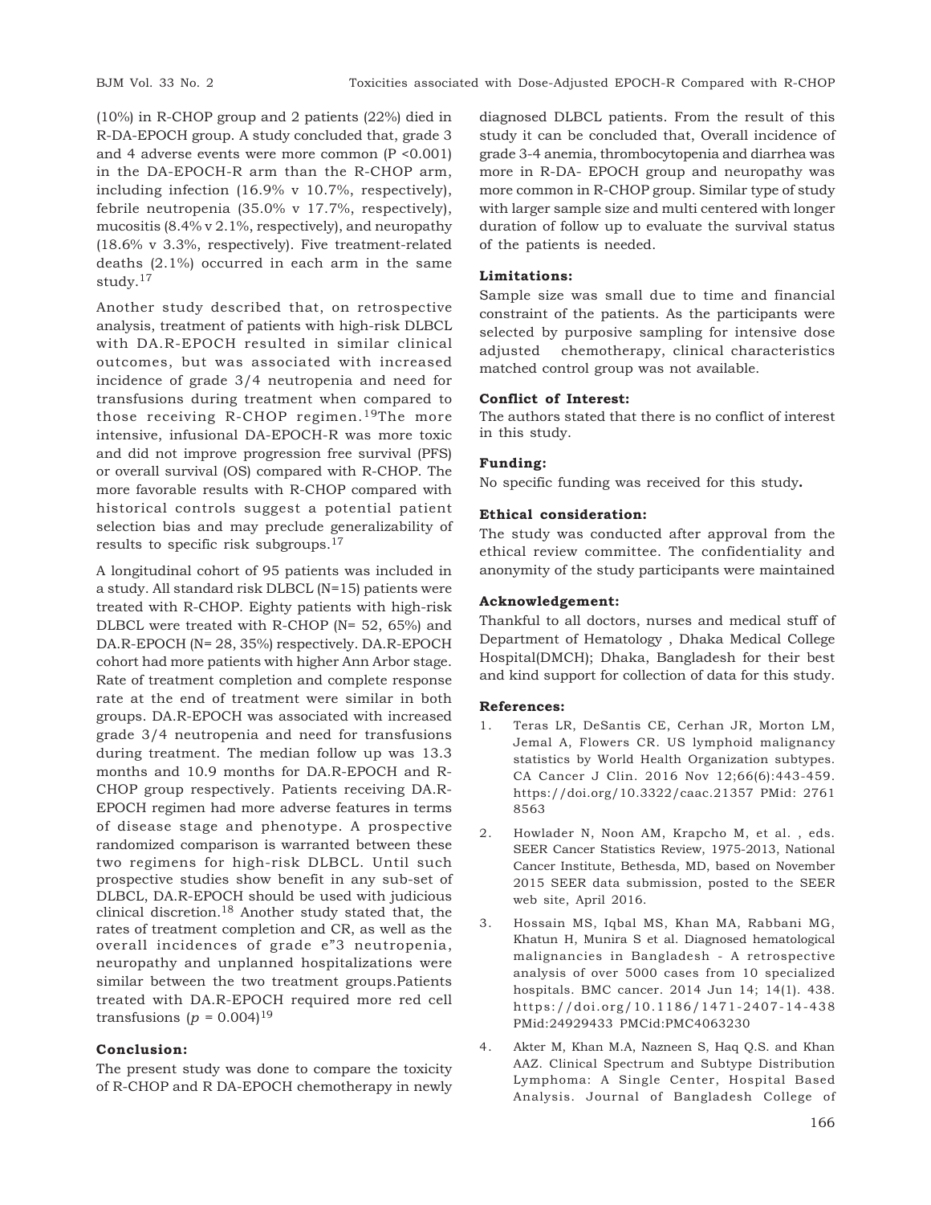(10%) in R-CHOP group and 2 patients (22%) died in R-DA-EPOCH group. A study concluded that, grade 3 and 4 adverse events were more common (P <0.001) in the DA-EPOCH-R arm than the R-CHOP arm, including infection (16.9% v 10.7%, respectively), febrile neutropenia (35.0% v 17.7%, respectively), mucositis (8.4% v 2.1%, respectively), and neuropathy (18.6% v 3.3%, respectively). Five treatment-related deaths (2.1%) occurred in each arm in the same study.[17]

Another study described that, on retrospective analysis, treatment of patients with high-risk DLBCL with DA.R-EPOCH resulted in similar clinical outcomes, but was associated with increased incidence of grade 3/4 neutropenia and need for transfusions during treatment when compared to those receiving R-CHOP regimen.[19]The more intensive, infusional DA-EPOCH-R was more toxic and did not improve progression free survival (PFS) or overall survival (OS) compared with R-CHOP. The more favorable results with R-CHOP compared with historical controls suggest a potential patient selection bias and may preclude generalizability of results to specific risk subgroups.[17]

A longitudinal cohort of 95 patients was included in a study. All standard risk DLBCL (N=15) patients were treated with R-CHOP. Eighty patients with high-risk DLBCL were treated with R-CHOP (N= 52, 65%) and DA.R-EPOCH (N= 28, 35%) respectively. DA.R-EPOCH cohort had more patients with higher Ann Arbor stage. Rate of treatment completion and complete response rate at the end of treatment were similar in both groups. DA.R-EPOCH was associated with increased grade 3/4 neutropenia and need for transfusions during treatment. The median follow up was 13.3 months and 10.9 months for DA.R-EPOCH and R-CHOP group respectively. Patients receiving DA.R-EPOCH regimen had more adverse features in terms of disease stage and phenotype. A prospective randomized comparison is warranted between these two regimens for high-risk DLBCL. Until such prospective studies show benefit in any sub-set of DLBCL, DA.R-EPOCH should be used with judicious clinical discretion.[18] Another study stated that, the rates of treatment completion and CR, as well as the overall incidences of grade e"3 neutropenia, neuropathy and unplanned hospitalizations were similar between the two treatment groups.Patients treated with DA.R-EPOCH required more red cell transfusions ($p$ = 0.004)[19]

### Conclusion:

The present study was done to compare the toxicity of R-CHOP and R DA-EPOCH chemotherapy in newly diagnosed DLBCL patients. From the result of this study it can be concluded that, Overall incidence of grade 3-4 anemia, thrombocytopenia and diarrhea was more in R-DA- EPOCH group and neuropathy was more common in R-CHOP group. Similar type of study with larger sample size and multi centered with longer duration of follow up to evaluate the survival status of the patients is needed.

### Limitations:

Sample size was small due to time and financial constraint of the patients. As the participants were selected by purposive sampling for intensive dose adjusted chemotherapy, clinical characteristics matched control group was not available.

### Conflict of Interest:

The authors stated that there is no conflict of interest in this study.

### Funding:

No specific funding was received for this study**.**

### Ethical consideration:

The study was conducted after approval from the ethical review committee. The confidentiality and anonymity of the study participants were maintained

### Acknowledgement:

Thankful to all doctors, nurses and medical stuff of Department of Hematology , Dhaka Medical College Hospital(DMCH); Dhaka, Bangladesh for their best and kind support for collection of data for this study.

### References:

1. Teras LR, DeSantis CE, Cerhan JR, Morton LM, Jemal A, Flowers CR. US lymphoid malignancy statistics by World Health Organization subtypes. CA Cancer J Clin. 2016 Nov 12;66(6):443-459. https://doi.org/10.3322/caac.21357 PMid: 27618563
2. Howlader N, Noon AM, Krapcho M, et al. , eds. SEER Cancer Statistics Review, 1975-2013, National Cancer Institute, Bethesda, MD, based on November 2015 SEER data submission, posted to the SEER web site, April 2016.
3. Hossain MS, Iqbal MS, Khan MA, Rabbani MG, Khatun H, Munira S et al. Diagnosed hematological malignancies in Bangladesh - A retrospective analysis of over 5000 cases from 10 specialized hospitals. BMC cancer. 2014 Jun 14; 14(1). 438. https://doi.org/10.1186/1471-2407-14-438 PMid:24929433 PMCid:PMC4063230
4. Akter M, Khan M.A, Nazneen S, Haq Q.S. and Khan AAZ. Clinical Spectrum and Subtype Distribution Lymphoma: A Single Center, Hospital Based Analysis. Journal of Bangladesh College of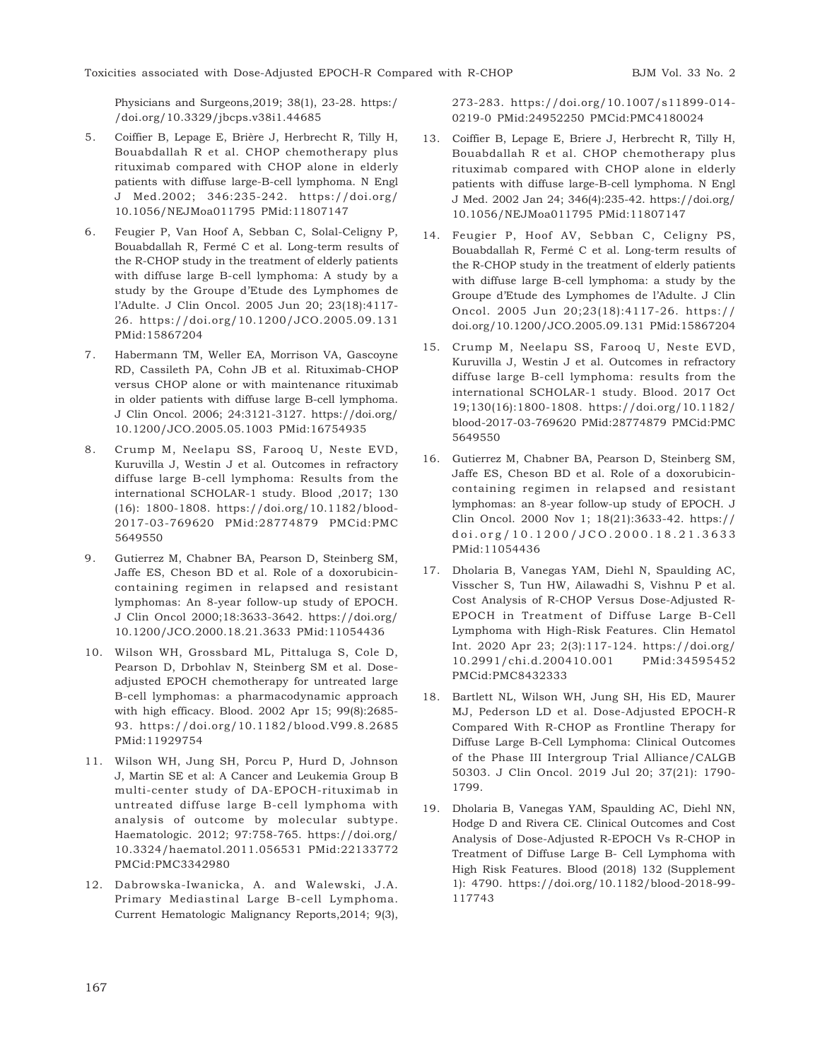Physicians and Surgeons,2019; 38(1), 23-28. https://doi.org/10.3329/jbcps.v38i1.44685

5. Coiffier B, Lepage E, Brière J, Herbrecht R, Tilly H, Bouabdallah R et al. CHOP chemotherapy plus rituximab compared with CHOP alone in elderly patients with diffuse large-B-cell lymphoma. N Engl J Med.2002; 346:235-242. https://doi.org/10.1056/NEJMoa011795 PMid:11807147

6. Feugier P, Van Hoof A, Sebban C, Solal-Celigny P, Bouabdallah R, Fermé C et al. Long-term results of the R-CHOP study in the treatment of elderly patients with diffuse large B-cell lymphoma: A study by a study by the Groupe d'Etude des Lymphomes de l'Adulte. J Clin Oncol. 2005 Jun 20; 23(18):4117-26. https://doi.org/10.1200/JCO.2005.09.131 PMid:15867204

7. Habermann TM, Weller EA, Morrison VA, Gascoyne RD, Cassileth PA, Cohn JB et al. Rituximab-CHOP versus CHOP alone or with maintenance rituximab in older patients with diffuse large B-cell lymphoma. J Clin Oncol. 2006; 24:3121-3127. https://doi.org/10.1200/JCO.2005.05.1003 PMid:16754935

8. Crump M, Neelapu SS, Farooq U, Neste EVD, Kuruvilla J, Westin J et al. Outcomes in refractory diffuse large B-cell lymphoma: Results from the international SCHOLAR-1 study. Blood ,2017; 130 (16): 1800-1808. https://doi.org/10.1182/blood-2017-03-769620 PMid:28774879 PMCid:PMC5649550

9. Gutierrez M, Chabner BA, Pearson D, Steinberg SM, Jaffe ES, Cheson BD et al. Role of a doxorubicin-containing regimen in relapsed and resistant lymphomas: An 8-year follow-up study of EPOCH. J Clin Oncol 2000;18:3633-3642. https://doi.org/10.1200/JCO.2000.18.21.3633 PMid:11054436

10. Wilson WH, Grossbard ML, Pittaluga S, Cole D, Pearson D, Drbohlav N, Steinberg SM et al. Dose-adjusted EPOCH chemotherapy for untreated large B-cell lymphomas: a pharmacodynamic approach with high efficacy. Blood. 2002 Apr 15; 99(8):2685-93. https://doi.org/10.1182/blood.V99.8.2685 PMid:11929754

11. Wilson WH, Jung SH, Porcu P, Hurd D, Johnson J, Martin SE et al: A Cancer and Leukemia Group B multi-center study of DA-EPOCH-rituximab in untreated diffuse large B-cell lymphoma with analysis of outcome by molecular subtype. Haematologic. 2012; 97:758-765. https://doi.org/10.3324/haematol.2011.056531 PMid:22133772 PMCid:PMC3342980

12. Dabrowska-Iwanicka, A. and Walewski, J.A. Primary Mediastinal Large B-cell Lymphoma. Current Hematologic Malignancy Reports,2014; 9(3), 273-283. https://doi.org/10.1007/s11899-014-0219-0 PMid:24952250 PMCid:PMC4180024

13. Coiffier B, Lepage E, Briere J, Herbrecht R, Tilly H, Bouabdallah R et al. CHOP chemotherapy plus rituximab compared with CHOP alone in elderly patients with diffuse large-B-cell lymphoma. N Engl J Med. 2002 Jan 24; 346(4):235-42. https://doi.org/10.1056/NEJMoa011795 PMid:11807147

14. Feugier P, Hoof AV, Sebban C, Celigny PS, Bouabdallah R, Fermé C et al. Long-term results of the R-CHOP study in the treatment of elderly patients with diffuse large B-cell lymphoma: a study by the Groupe d'Etude des Lymphomes de l'Adulte. J Clin Oncol. 2005 Jun 20;23(18):4117-26. https://doi.org/10.1200/JCO.2005.09.131 PMid:15867204

15. Crump M, Neelapu SS, Farooq U, Neste EVD, Kuruvilla J, Westin J et al. Outcomes in refractory diffuse large B-cell lymphoma: results from the international SCHOLAR-1 study. Blood. 2017 Oct 19;130(16):1800-1808. https://doi.org/10.1182/blood-2017-03-769620 PMid:28774879 PMCid:PMC5649550

16. Gutierrez M, Chabner BA, Pearson D, Steinberg SM, Jaffe ES, Cheson BD et al. Role of a doxorubicin-containing regimen in relapsed and resistant lymphomas: an 8-year follow-up study of EPOCH. J Clin Oncol. 2000 Nov 1; 18(21):3633-42. https://doi.org/10.1200/JCO.2000.18.21.3633 PMid:11054436

17. Dholaria B, Vanegas YAM, Diehl N, Spaulding AC, Visscher S, Tun HW, Ailawadhi S, Vishnu P et al. Cost Analysis of R-CHOP Versus Dose-Adjusted R-EPOCH in Treatment of Diffuse Large B-Cell Lymphoma with High-Risk Features. Clin Hematol Int. 2020 Apr 23; 2(3):117-124. https://doi.org/10.2991/chi.d.200410.001 PMid:34595452 PMCid:PMC8432333

18. Bartlett NL, Wilson WH, Jung SH, His ED, Maurer MJ, Pederson LD et al. Dose-Adjusted EPOCH-R Compared With R-CHOP as Frontline Therapy for Diffuse Large B-Cell Lymphoma: Clinical Outcomes of the Phase III Intergroup Trial Alliance/CALGB 50303. J Clin Oncol. 2019 Jul 20; 37(21): 1790-1799.

19. Dholaria B, Vanegas YAM, Spaulding AC, Diehl NN, Hodge D and Rivera CE. Clinical Outcomes and Cost Analysis of Dose-Adjusted R-EPOCH Vs R-CHOP in Treatment of Diffuse Large B- Cell Lymphoma with High Risk Features. Blood (2018) 132 (Supplement 1): 4790. https://doi.org/10.1182/blood-2018-99-117743